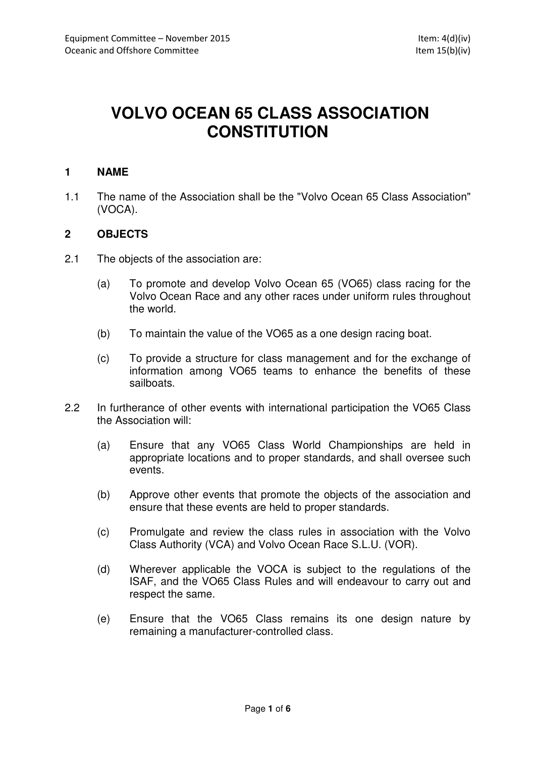Equipment Committee – November 2015 Item: 4(d)(iv)
Oceanic and Offshore Committee Item 15(b)(iv)

# VOLVO OCEAN 65 CLASS ASSOCIATION CONSTITUTION

## 1 NAME

1.1 The name of the Association shall be the "Volvo Ocean 65 Class Association" (VOCA).

## 2 OBJECTS

2.1 The objects of the association are:

(a) To promote and develop Volvo Ocean 65 (VO65) class racing for the Volvo Ocean Race and any other races under uniform rules throughout the world.

(b) To maintain the value of the VO65 as a one design racing boat.

(c) To provide a structure for class management and for the exchange of information among VO65 teams to enhance the benefits of these sailboats.

2.2 In furtherance of other events with international participation the VO65 Class the Association will:

(a) Ensure that any VO65 Class World Championships are held in appropriate locations and to proper standards, and shall oversee such events.

(b) Approve other events that promote the objects of the association and ensure that these events are held to proper standards.

(c) Promulgate and review the class rules in association with the Volvo Class Authority (VCA) and Volvo Ocean Race S.L.U. (VOR).

(d) Wherever applicable the VOCA is subject to the regulations of the ISAF, and the VO65 Class Rules and will endeavour to carry out and respect the same.

(e) Ensure that the VO65 Class remains its one design nature by remaining a manufacturer-controlled class.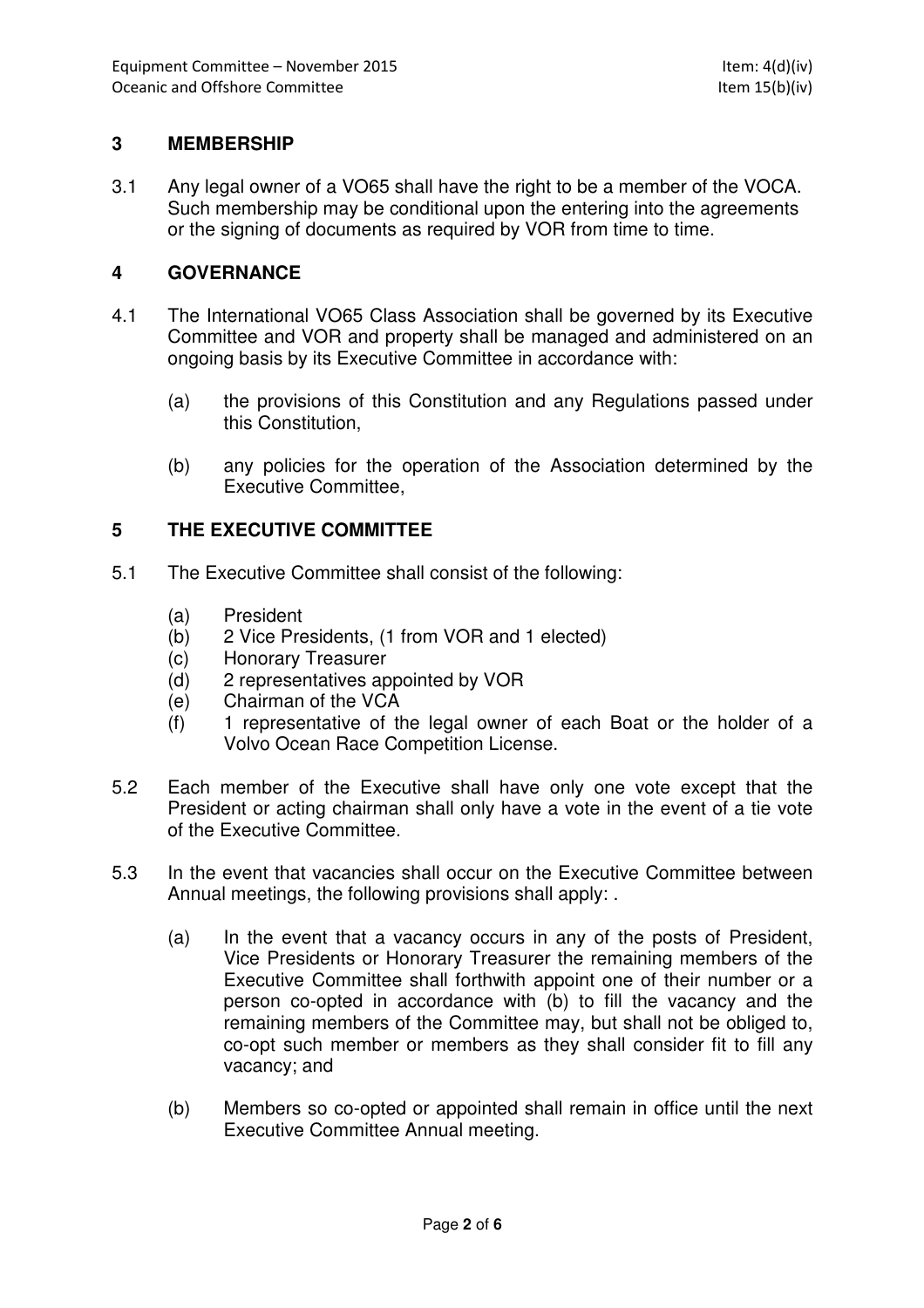## 3 MEMBERSHIP

3.1 Any legal owner of a VO65 shall have the right to be a member of the VOCA. Such membership may be conditional upon the entering into the agreements or the signing of documents as required by VOR from time to time.

## 4 GOVERNANCE

4.1 The International VO65 Class Association shall be governed by its Executive Committee and VOR and property shall be managed and administered on an ongoing basis by its Executive Committee in accordance with:

(a) the provisions of this Constitution and any Regulations passed under this Constitution,

(b) any policies for the operation of the Association determined by the Executive Committee,

## 5 THE EXECUTIVE COMMITTEE

5.1 The Executive Committee shall consist of the following:

(a) President
(b) 2 Vice Presidents, (1 from VOR and 1 elected)
(c) Honorary Treasurer
(d) 2 representatives appointed by VOR
(e) Chairman of the VCA
(f) 1 representative of the legal owner of each Boat or the holder of a Volvo Ocean Race Competition License.

5.2 Each member of the Executive shall have only one vote except that the President or acting chairman shall only have a vote in the event of a tie vote of the Executive Committee.

5.3 In the event that vacancies shall occur on the Executive Committee between Annual meetings, the following provisions shall apply: .

(a) In the event that a vacancy occurs in any of the posts of President, Vice Presidents or Honorary Treasurer the remaining members of the Executive Committee shall forthwith appoint one of their number or a person co-opted in accordance with (b) to fill the vacancy and the remaining members of the Committee may, but shall not be obliged to, co-opt such member or members as they shall consider fit to fill any vacancy; and

(b) Members so co-opted or appointed shall remain in office until the next Executive Committee Annual meeting.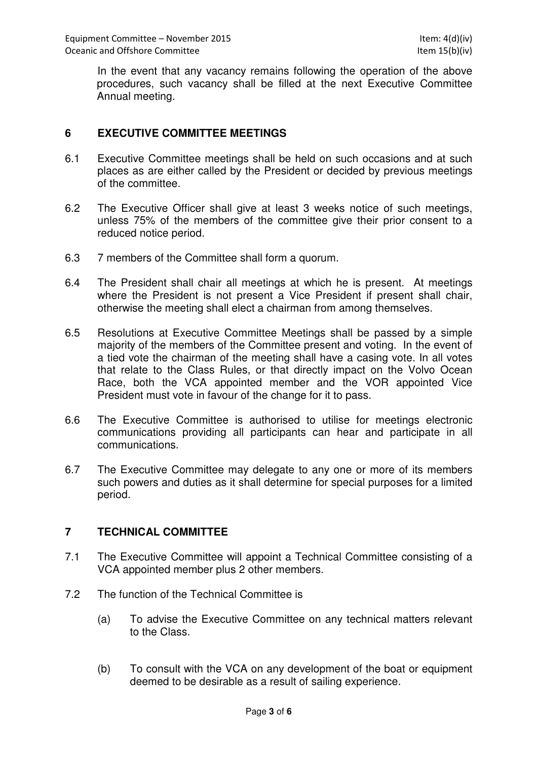In the event that any vacancy remains following the operation of the above procedures, such vacancy shall be filled at the next Executive Committee Annual meeting.

## 6 EXECUTIVE COMMITTEE MEETINGS

6.1 Executive Committee meetings shall be held on such occasions and at such places as are either called by the President or decided by previous meetings of the committee.

6.2 The Executive Officer shall give at least 3 weeks notice of such meetings, unless 75% of the members of the committee give their prior consent to a reduced notice period.

6.3 7 members of the Committee shall form a quorum.

6.4 The President shall chair all meetings at which he is present. At meetings where the President is not present a Vice President if present shall chair, otherwise the meeting shall elect a chairman from among themselves.

6.5 Resolutions at Executive Committee Meetings shall be passed by a simple majority of the members of the Committee present and voting. In the event of a tied vote the chairman of the meeting shall have a casing vote. In all votes that relate to the Class Rules, or that directly impact on the Volvo Ocean Race, both the VCA appointed member and the VOR appointed Vice President must vote in favour of the change for it to pass.

6.6 The Executive Committee is authorised to utilise for meetings electronic communications providing all participants can hear and participate in all communications.

6.7 The Executive Committee may delegate to any one or more of its members such powers and duties as it shall determine for special purposes for a limited period.

## 7 TECHNICAL COMMITTEE

7.1 The Executive Committee will appoint a Technical Committee consisting of a VCA appointed member plus 2 other members.

7.2 The function of the Technical Committee is

(a) To advise the Executive Committee on any technical matters relevant to the Class.

(b) To consult with the VCA on any development of the boat or equipment deemed to be desirable as a result of sailing experience.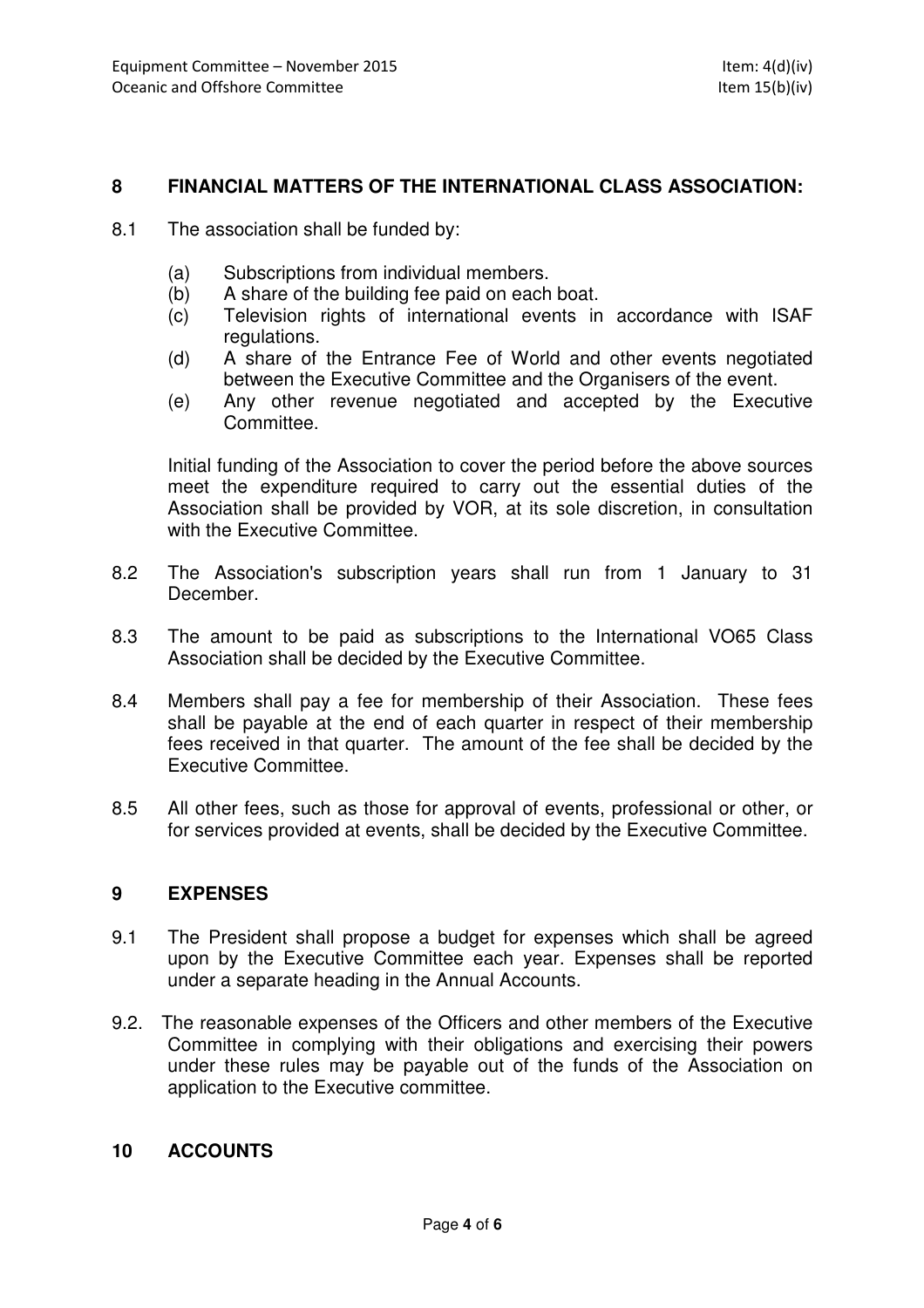## 8 FINANCIAL MATTERS OF THE INTERNATIONAL CLASS ASSOCIATION:

8.1 The association shall be funded by:

(a) Subscriptions from individual members.
(b) A share of the building fee paid on each boat.
(c) Television rights of international events in accordance with ISAF regulations.
(d) A share of the Entrance Fee of World and other events negotiated between the Executive Committee and the Organisers of the event.
(e) Any other revenue negotiated and accepted by the Executive Committee.

Initial funding of the Association to cover the period before the above sources meet the expenditure required to carry out the essential duties of the Association shall be provided by VOR, at its sole discretion, in consultation with the Executive Committee.

8.2 The Association's subscription years shall run from 1 January to 31 December.

8.3 The amount to be paid as subscriptions to the International VO65 Class Association shall be decided by the Executive Committee.

8.4 Members shall pay a fee for membership of their Association. These fees shall be payable at the end of each quarter in respect of their membership fees received in that quarter. The amount of the fee shall be decided by the Executive Committee.

8.5 All other fees, such as those for approval of events, professional or other, or for services provided at events, shall be decided by the Executive Committee.

## 9 EXPENSES

9.1 The President shall propose a budget for expenses which shall be agreed upon by the Executive Committee each year. Expenses shall be reported under a separate heading in the Annual Accounts.

9.2. The reasonable expenses of the Officers and other members of the Executive Committee in complying with their obligations and exercising their powers under these rules may be payable out of the funds of the Association on application to the Executive committee.

## 10 ACCOUNTS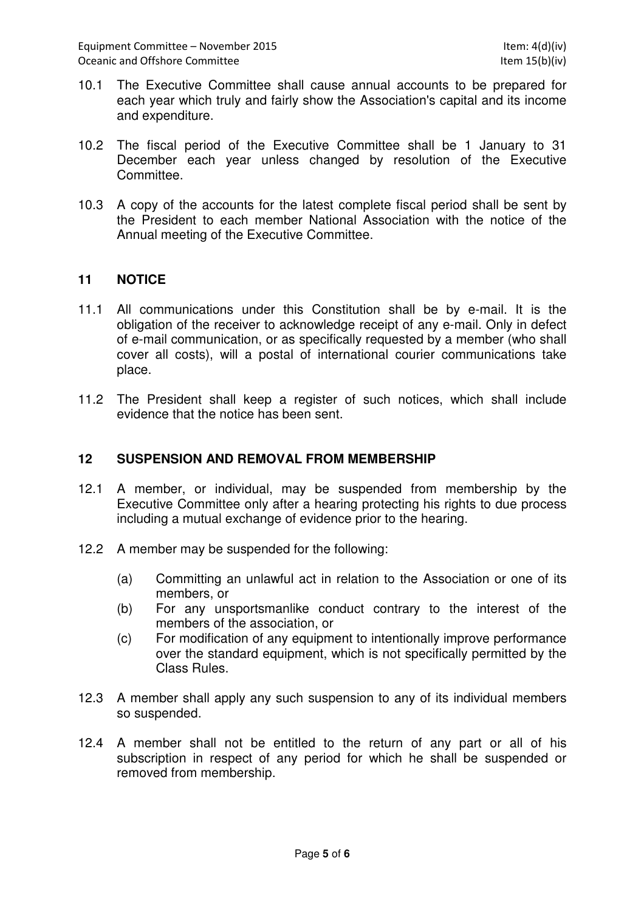10.1 The Executive Committee shall cause annual accounts to be prepared for each year which truly and fairly show the Association's capital and its income and expenditure.

10.2 The fiscal period of the Executive Committee shall be 1 January to 31 December each year unless changed by resolution of the Executive Committee.

10.3 A copy of the accounts for the latest complete fiscal period shall be sent by the President to each member National Association with the notice of the Annual meeting of the Executive Committee.

## 11 NOTICE

11.1 All communications under this Constitution shall be by e-mail. It is the obligation of the receiver to acknowledge receipt of any e-mail. Only in defect of e-mail communication, or as specifically requested by a member (who shall cover all costs), will a postal of international courier communications take place.

11.2 The President shall keep a register of such notices, which shall include evidence that the notice has been sent.

## 12 SUSPENSION AND REMOVAL FROM MEMBERSHIP

12.1 A member, or individual, may be suspended from membership by the Executive Committee only after a hearing protecting his rights to due process including a mutual exchange of evidence prior to the hearing.

12.2 A member may be suspended for the following:

- (a) Committing an unlawful act in relation to the Association or one of its members, or
- (b) For any unsportsmanlike conduct contrary to the interest of the members of the association, or
- (c) For modification of any equipment to intentionally improve performance over the standard equipment, which is not specifically permitted by the Class Rules.

12.3 A member shall apply any such suspension to any of its individual members so suspended.

12.4 A member shall not be entitled to the return of any part or all of his subscription in respect of any period for which he shall be suspended or removed from membership.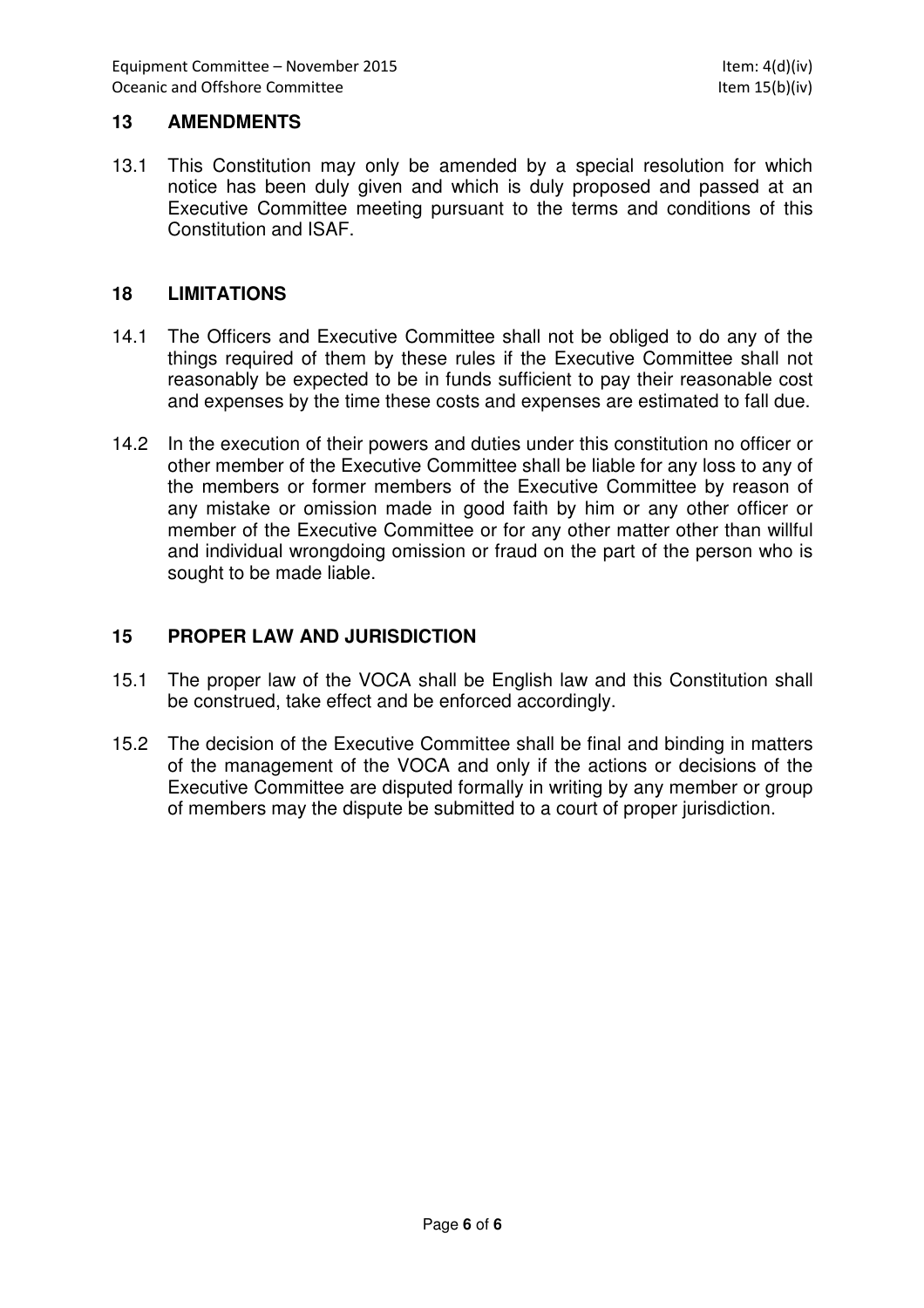## 13 AMENDMENTS

13.1 This Constitution may only be amended by a special resolution for which notice has been duly given and which is duly proposed and passed at an Executive Committee meeting pursuant to the terms and conditions of this Constitution and ISAF.

## 18 LIMITATIONS

14.1 The Officers and Executive Committee shall not be obliged to do any of the things required of them by these rules if the Executive Committee shall not reasonably be expected to be in funds sufficient to pay their reasonable cost and expenses by the time these costs and expenses are estimated to fall due.

14.2 In the execution of their powers and duties under this constitution no officer or other member of the Executive Committee shall be liable for any loss to any of the members or former members of the Executive Committee by reason of any mistake or omission made in good faith by him or any other officer or member of the Executive Committee or for any other matter other than willful and individual wrongdoing omission or fraud on the part of the person who is sought to be made liable.

## 15 PROPER LAW AND JURISDICTION

15.1 The proper law of the VOCA shall be English law and this Constitution shall be construed, take effect and be enforced accordingly.

15.2 The decision of the Executive Committee shall be final and binding in matters of the management of the VOCA and only if the actions or decisions of the Executive Committee are disputed formally in writing by any member or group of members may the dispute be submitted to a court of proper jurisdiction.